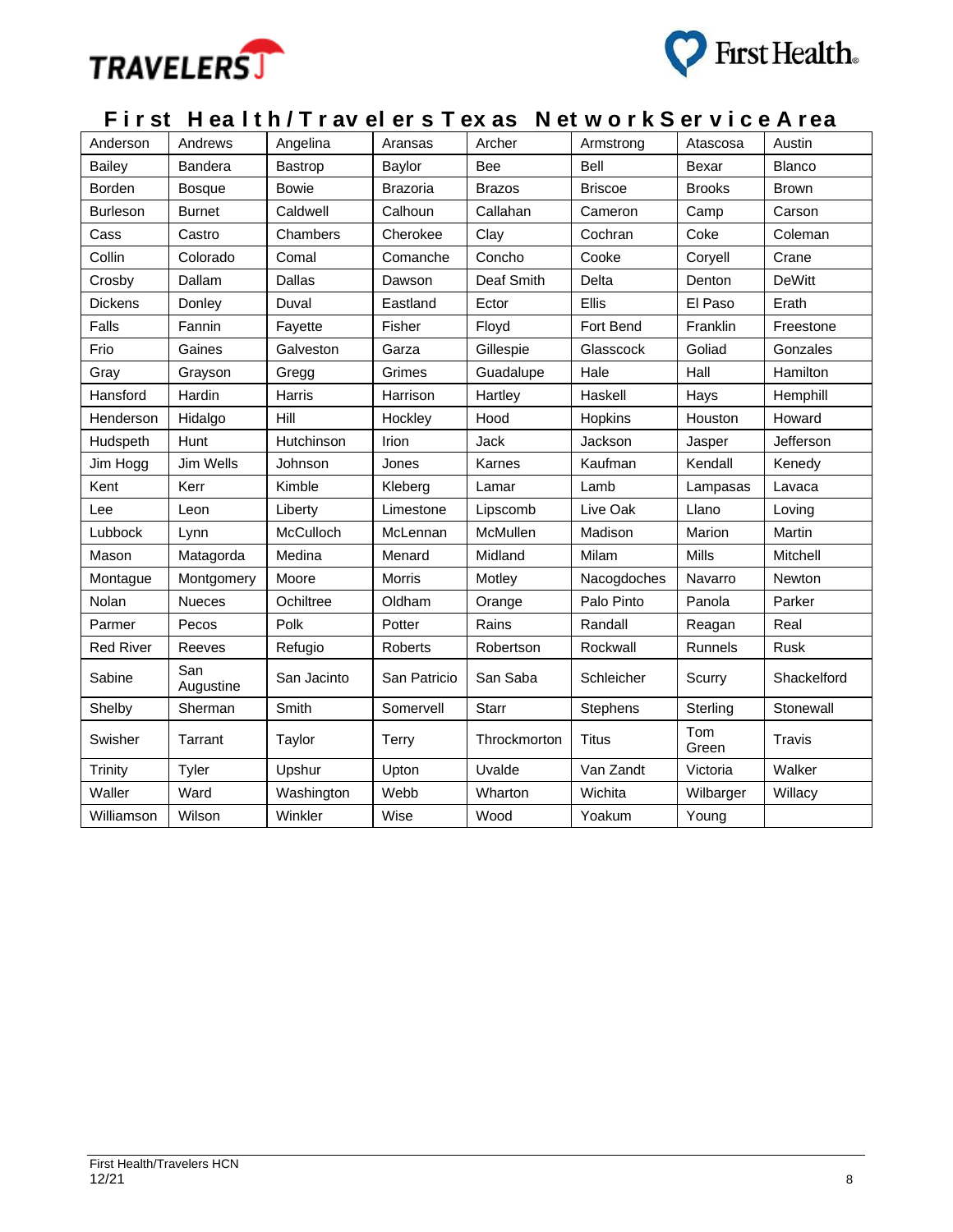# First Health/Travelers Texas Network Service Area

| | | | | | | | |
|---|---|---|---|---|---|---|---|
| Anderson | Andrews | Angelina | Aransas | Archer | Armstrong | Atascosa | Austin |
| Bailey | Bandera | Bastrop | Baylor | Bee | Bell | Bexar | Blanco |
| Borden | Bosque | Bowie | Brazoria | Brazos | Briscoe | Brooks | Brown |
| Burleson | Burnet | Caldwell | Calhoun | Callahan | Cameron | Camp | Carson |
| Cass | Castro | Chambers | Cherokee | Clay | Cochran | Coke | Coleman |
| Collin | Colorado | Comal | Comanche | Concho | Cooke | Coryell | Crane |
| Crosby | Dallam | Dallas | Dawson | Deaf Smith | Delta | Denton | DeWitt |
| Dickens | Donley | Duval | Eastland | Ector | Ellis | El Paso | Erath |
| Falls | Fannin | Fayette | Fisher | Floyd | Fort Bend | Franklin | Freestone |
| Frio | Gaines | Galveston | Garza | Gillespie | Glasscock | Goliad | Gonzales |
| Gray | Grayson | Gregg | Grimes | Guadalupe | Hale | Hall | Hamilton |
| Hansford | Hardin | Harris | Harrison | Hartley | Haskell | Hays | Hemphill |
| Henderson | Hidalgo | Hill | Hockley | Hood | Hopkins | Houston | Howard |
| Hudspeth | Hunt | Hutchinson | Irion | Jack | Jackson | Jasper | Jefferson |
| Jim Hogg | Jim Wells | Johnson | Jones | Karnes | Kaufman | Kendall | Kenedy |
| Kent | Kerr | Kimble | Kleberg | Lamar | Lamb | Lampasas | Lavaca |
| Lee | Leon | Liberty | Limestone | Lipscomb | Live Oak | Llano | Loving |
| Lubbock | Lynn | McCulloch | McLennan | McMullen | Madison | Marion | Martin |
| Mason | Matagorda | Medina | Menard | Midland | Milam | Mills | Mitchell |
| Montague | Montgomery | Moore | Morris | Motley | Nacogdoches | Navarro | Newton |
| Nolan | Nueces | Ochiltree | Oldham | Orange | Palo Pinto | Panola | Parker |
| Parmer | Pecos | Polk | Potter | Rains | Randall | Reagan | Real |
| Red River | Reeves | Refugio | Roberts | Robertson | Rockwall | Runnels | Rusk |
| Sabine | San Augustine | San Jacinto | San Patricio | San Saba | Schleicher | Scurry | Shackelford |
| Shelby | Sherman | Smith | Somervell | Starr | Stephens | Sterling | Stonewall |
| Swisher | Tarrant | Taylor | Terry | Throckmorton | Titus | Tom Green | Travis |
| Trinity | Tyler | Upshur | Upton | Uvalde | Van Zandt | Victoria | Walker |
| Waller | Ward | Washington | Webb | Wharton | Wichita | Wilbarger | Willacy |
| Williamson | Wilson | Winkler | Wise | Wood | Yoakum | Young | |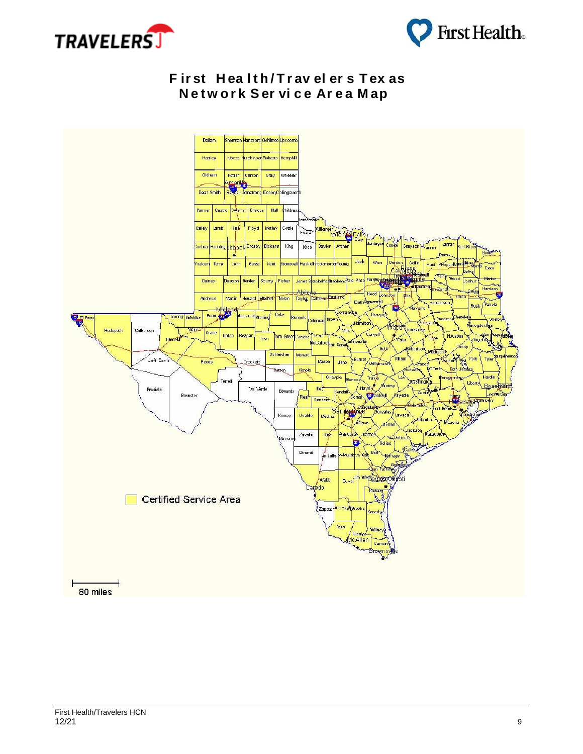# First Health/Travelers Texas Network Service Area Map

Certified Service Area

80 miles